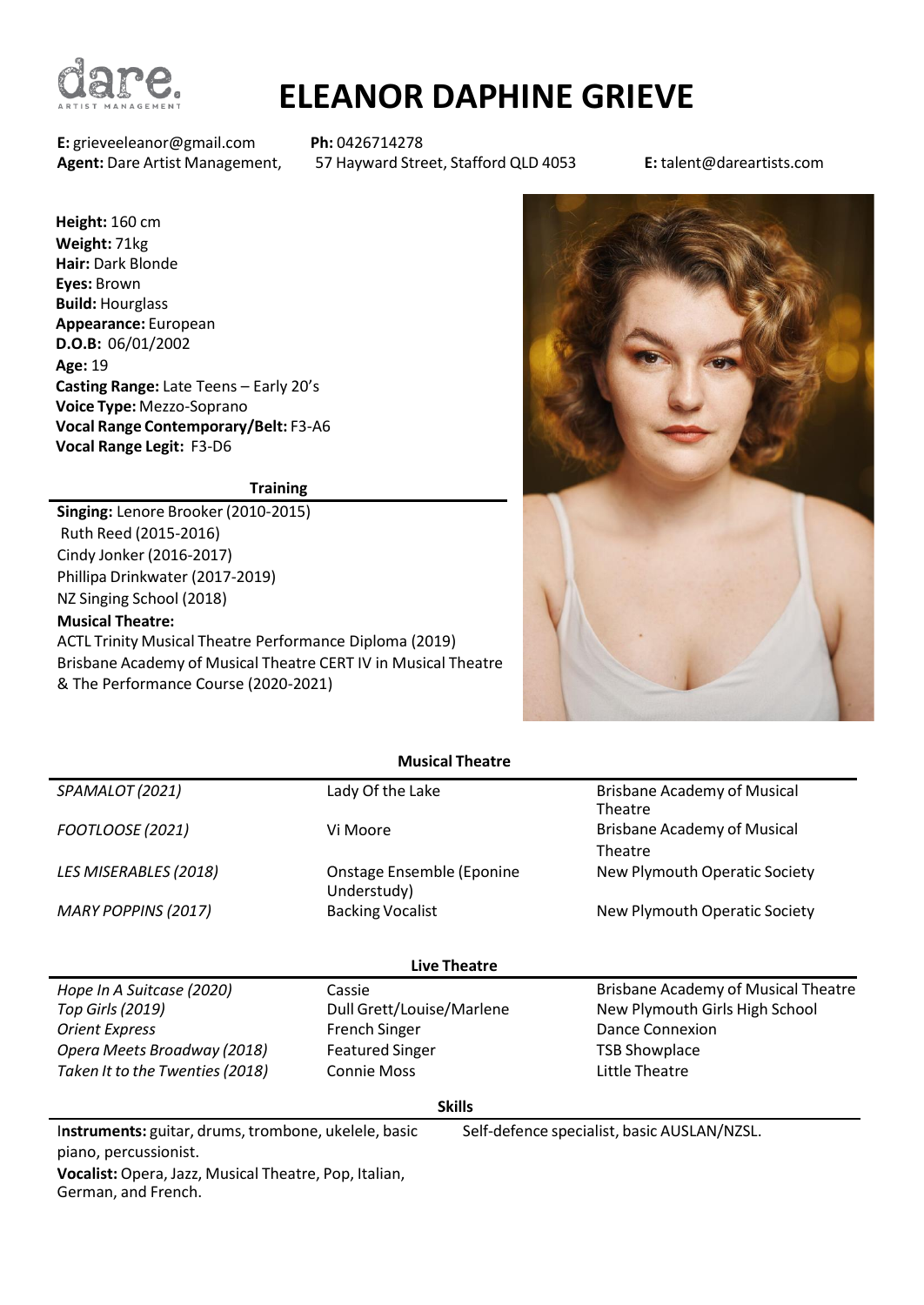# ELEANOR DAPHINE GRIEVE

**E:** grieveeleanor@gmail.com **Ph:** 0426714278
**Agent:** Dare Artist Management, 57 Hayward Street, Stafford QLD 4053 **E:** talent@dareartists.com

**Height:** 160 cm
**Weight:** 71kg
**Hair:** Dark Blonde
**Eyes:** Brown
**Build:** Hourglass
**Appearance:** European
**D.O.B:** 06/01/2002
**Age:** 19
**Casting Range:** Late Teens – Early 20's
**Voice Type:** Mezzo-Soprano
**Vocal Range Contemporary/Belt:** F3-A6
**Vocal Range Legit:** F3-D6

## Training

**Singing:** Lenore Brooker (2010-2015)
Ruth Reed (2015-2016)
Cindy Jonker (2016-2017)
Phillipa Drinkwater (2017-2019)
NZ Singing School (2018)

**Musical Theatre:**
ACTL Trinity Musical Theatre Performance Diploma (2019)
Brisbane Academy of Musical Theatre CERT IV in Musical Theatre & The Performance Course (2020-2021)

## Musical Theatre

| | | |
|---|---|---|
| *SPAMALOT (2021)* | Lady Of the Lake | Brisbane Academy of Musical Theatre |
| *FOOTLOOSE (2021)* | Vi Moore | Brisbane Academy of Musical Theatre |
| *LES MISERABLES (2018)* | Onstage Ensemble (Eponine Understudy) | New Plymouth Operatic Society |
| *MARY POPPINS (2017)* | Backing Vocalist | New Plymouth Operatic Society |

## Live Theatre

| | | |
|---|---|---|
| *Hope In A Suitcase (2020)* | Cassie | Brisbane Academy of Musical Theatre |
| *Top Girls (2019)* | Dull Grett/Louise/Marlene | New Plymouth Girls High School |
| *Orient Express* | French Singer | Dance Connexion |
| *Opera Meets Broadway (2018)* | Featured Singer | TSB Showplace |
| *Taken It to the Twenties (2018)* | Connie Moss | Little Theatre |

## Skills

**Instruments:** guitar, drums, trombone, ukelele, basic piano, percussionist.
**Vocalist:** Opera, Jazz, Musical Theatre, Pop, Italian, German, and French.

Self-defence specialist, basic AUSLAN/NZSL.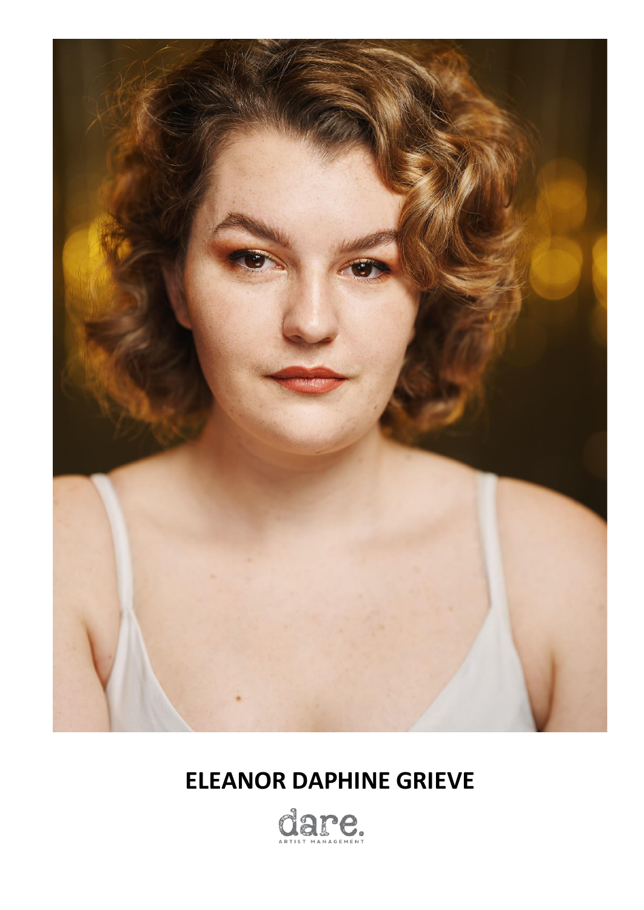**ELEANOR DAPHINE GRIEVE**

dare.
ARTIST MANAGEMENT